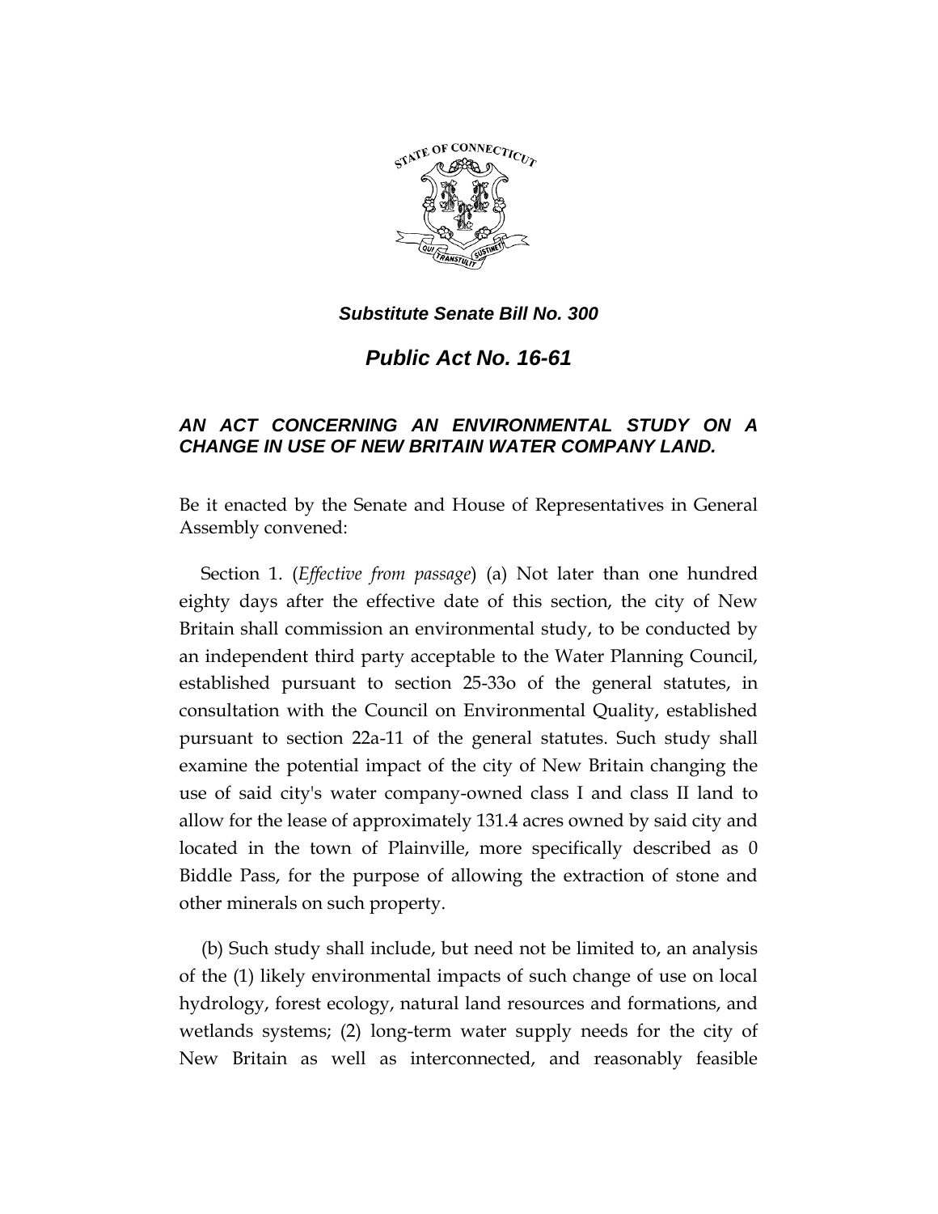***Substitute Senate Bill No. 300***

# *Public Act No. 16-61*

## *AN ACT CONCERNING AN ENVIRONMENTAL STUDY ON A CHANGE IN USE OF NEW BRITAIN WATER COMPANY LAND.*

Be it enacted by the Senate and House of Representatives in General Assembly convened:

Section 1. (*Effective from passage*) (a) Not later than one hundred eighty days after the effective date of this section, the city of New Britain shall commission an environmental study, to be conducted by an independent third party acceptable to the Water Planning Council, established pursuant to section 25-33o of the general statutes, in consultation with the Council on Environmental Quality, established pursuant to section 22a-11 of the general statutes. Such study shall examine the potential impact of the city of New Britain changing the use of said city's water company-owned class I and class II land to allow for the lease of approximately 131.4 acres owned by said city and located in the town of Plainville, more specifically described as 0 Biddle Pass, for the purpose of allowing the extraction of stone and other minerals on such property.

(b) Such study shall include, but need not be limited to, an analysis of the (1) likely environmental impacts of such change of use on local hydrology, forest ecology, natural land resources and formations, and wetlands systems; (2) long-term water supply needs for the city of New Britain as well as interconnected, and reasonably feasible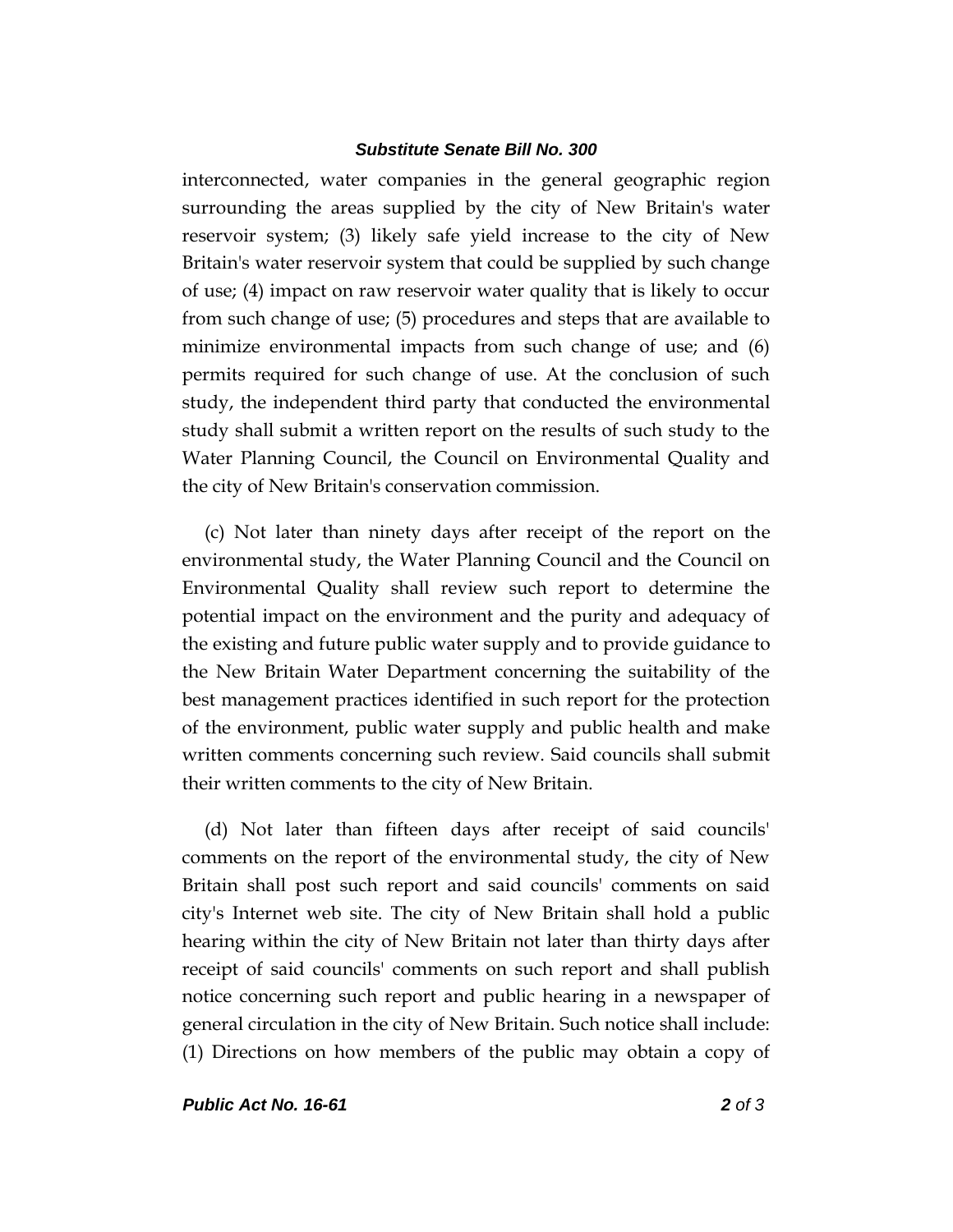interconnected, water companies in the general geographic region surrounding the areas supplied by the city of New Britain's water reservoir system; (3) likely safe yield increase to the city of New Britain's water reservoir system that could be supplied by such change of use; (4) impact on raw reservoir water quality that is likely to occur from such change of use; (5) procedures and steps that are available to minimize environmental impacts from such change of use; and (6) permits required for such change of use. At the conclusion of such study, the independent third party that conducted the environmental study shall submit a written report on the results of such study to the Water Planning Council, the Council on Environmental Quality and the city of New Britain's conservation commission.

(c) Not later than ninety days after receipt of the report on the environmental study, the Water Planning Council and the Council on Environmental Quality shall review such report to determine the potential impact on the environment and the purity and adequacy of the existing and future public water supply and to provide guidance to the New Britain Water Department concerning the suitability of the best management practices identified in such report for the protection of the environment, public water supply and public health and make written comments concerning such review. Said councils shall submit their written comments to the city of New Britain.

(d) Not later than fifteen days after receipt of said councils' comments on the report of the environmental study, the city of New Britain shall post such report and said councils' comments on said city's Internet web site. The city of New Britain shall hold a public hearing within the city of New Britain not later than thirty days after receipt of said councils' comments on such report and shall publish notice concerning such report and public hearing in a newspaper of general circulation in the city of New Britain. Such notice shall include: (1) Directions on how members of the public may obtain a copy of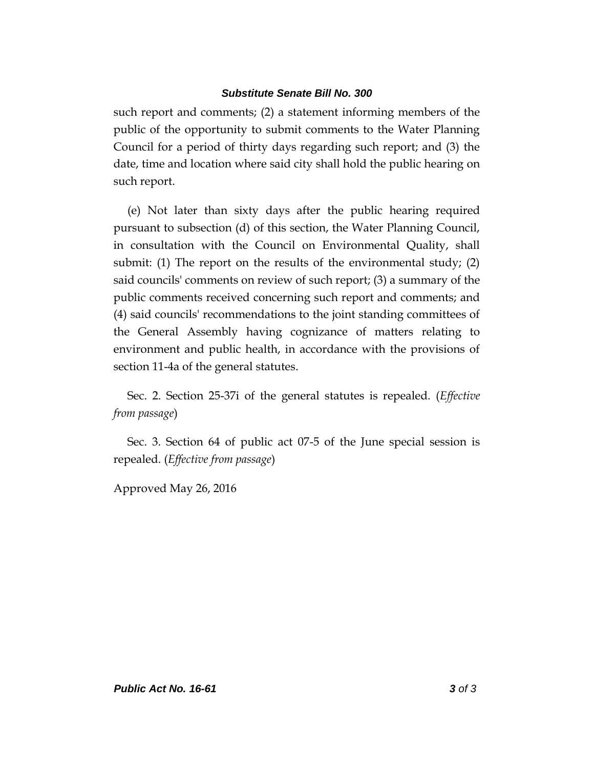such report and comments; (2) a statement informing members of the public of the opportunity to submit comments to the Water Planning Council for a period of thirty days regarding such report; and (3) the date, time and location where said city shall hold the public hearing on such report.

(e) Not later than sixty days after the public hearing required pursuant to subsection (d) of this section, the Water Planning Council, in consultation with the Council on Environmental Quality, shall submit: (1) The report on the results of the environmental study; (2) said councils' comments on review of such report; (3) a summary of the public comments received concerning such report and comments; and (4) said councils' recommendations to the joint standing committees of the General Assembly having cognizance of matters relating to environment and public health, in accordance with the provisions of section 11-4a of the general statutes.

Sec. 2. Section 25-37i of the general statutes is repealed. (*Effective from passage*)

Sec. 3. Section 64 of public act 07-5 of the June special session is repealed. (*Effective from passage*)

Approved May 26, 2016